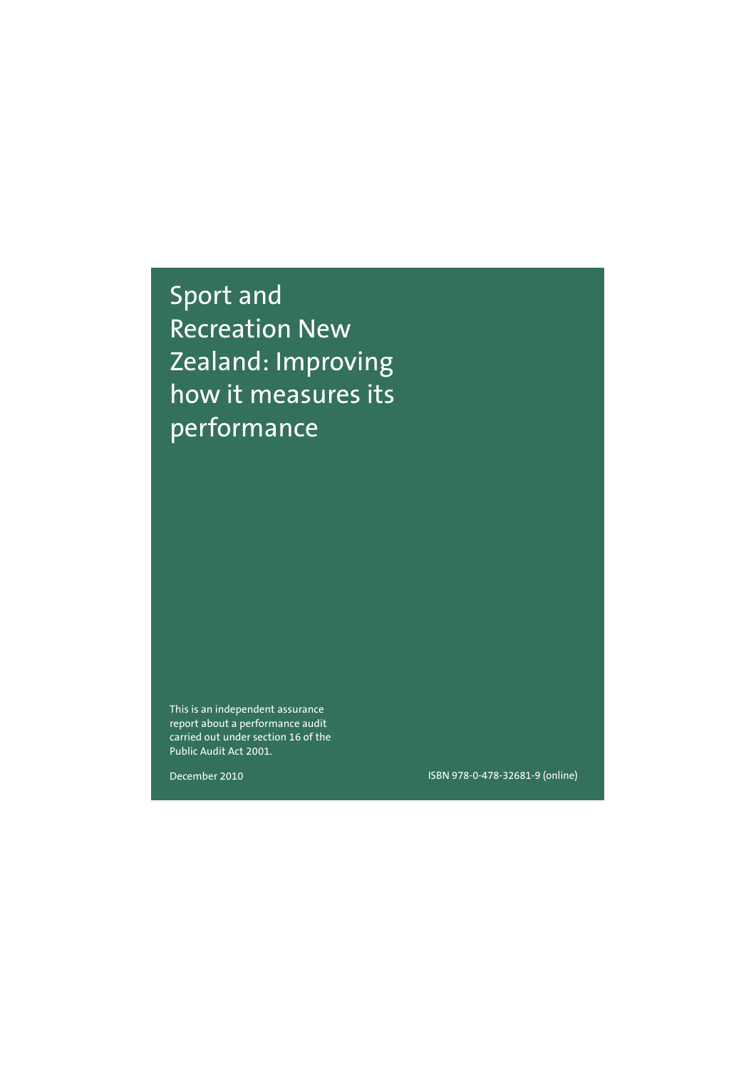# Sport and Recreation New Zealand: Improving how it measures its performance

This is an independent assurance report about a performance audit carried out under section 16 of the Public Audit Act 2001.

December 2010

ISBN 978-0-478-32681-9 (online)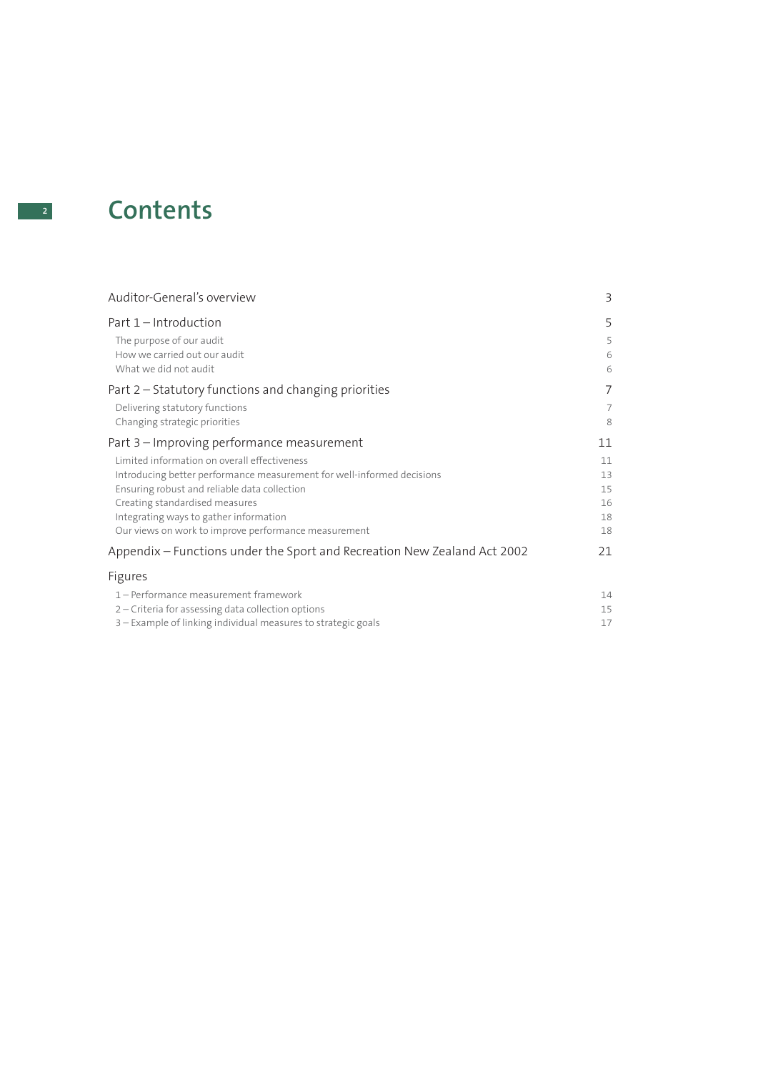# Contents

| | |
|---|---|
| Auditor-General's overview | 3 |
| Part 1 – Introduction | 5 |
| The purpose of our audit | 5 |
| How we carried out our audit | 6 |
| What we did not audit | 6 |
| Part 2 – Statutory functions and changing priorities | 7 |
| Delivering statutory functions | 7 |
| Changing strategic priorities | 8 |
| Part 3 – Improving performance measurement | 11 |
| Limited information on overall effectiveness | 11 |
| Introducing better performance measurement for well-informed decisions | 13 |
| Ensuring robust and reliable data collection | 15 |
| Creating standardised measures | 16 |
| Integrating ways to gather information | 18 |
| Our views on work to improve performance measurement | 18 |
| Appendix – Functions under the Sport and Recreation New Zealand Act 2002 | 21 |
| Figures | |
| 1 – Performance measurement framework | 14 |
| 2 – Criteria for assessing data collection options | 15 |
| 3 – Example of linking individual measures to strategic goals | 17 |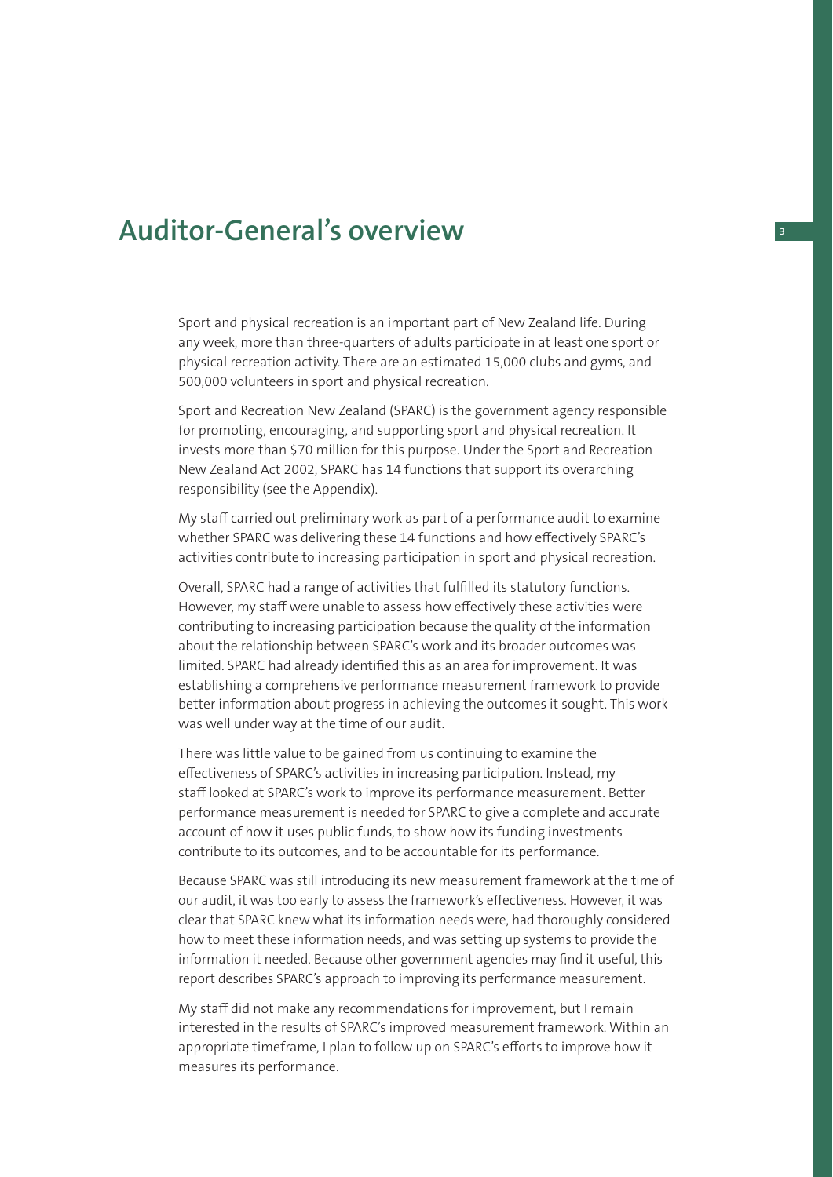# Auditor-General's overview

Sport and physical recreation is an important part of New Zealand life. During any week, more than three-quarters of adults participate in at least one sport or physical recreation activity. There are an estimated 15,000 clubs and gyms, and 500,000 volunteers in sport and physical recreation.

Sport and Recreation New Zealand (SPARC) is the government agency responsible for promoting, encouraging, and supporting sport and physical recreation. It invests more than $70 million for this purpose. Under the Sport and Recreation New Zealand Act 2002, SPARC has 14 functions that support its overarching responsibility (see the Appendix).

My staff carried out preliminary work as part of a performance audit to examine whether SPARC was delivering these 14 functions and how effectively SPARC's activities contribute to increasing participation in sport and physical recreation.

Overall, SPARC had a range of activities that fulfilled its statutory functions. However, my staff were unable to assess how effectively these activities were contributing to increasing participation because the quality of the information about the relationship between SPARC's work and its broader outcomes was limited. SPARC had already identified this as an area for improvement. It was establishing a comprehensive performance measurement framework to provide better information about progress in achieving the outcomes it sought. This work was well under way at the time of our audit.

There was little value to be gained from us continuing to examine the effectiveness of SPARC's activities in increasing participation. Instead, my staff looked at SPARC's work to improve its performance measurement. Better performance measurement is needed for SPARC to give a complete and accurate account of how it uses public funds, to show how its funding investments contribute to its outcomes, and to be accountable for its performance.

Because SPARC was still introducing its new measurement framework at the time of our audit, it was too early to assess the framework's effectiveness. However, it was clear that SPARC knew what its information needs were, had thoroughly considered how to meet these information needs, and was setting up systems to provide the information it needed. Because other government agencies may find it useful, this report describes SPARC's approach to improving its performance measurement.

My staff did not make any recommendations for improvement, but I remain interested in the results of SPARC's improved measurement framework. Within an appropriate timeframe, I plan to follow up on SPARC's efforts to improve how it measures its performance.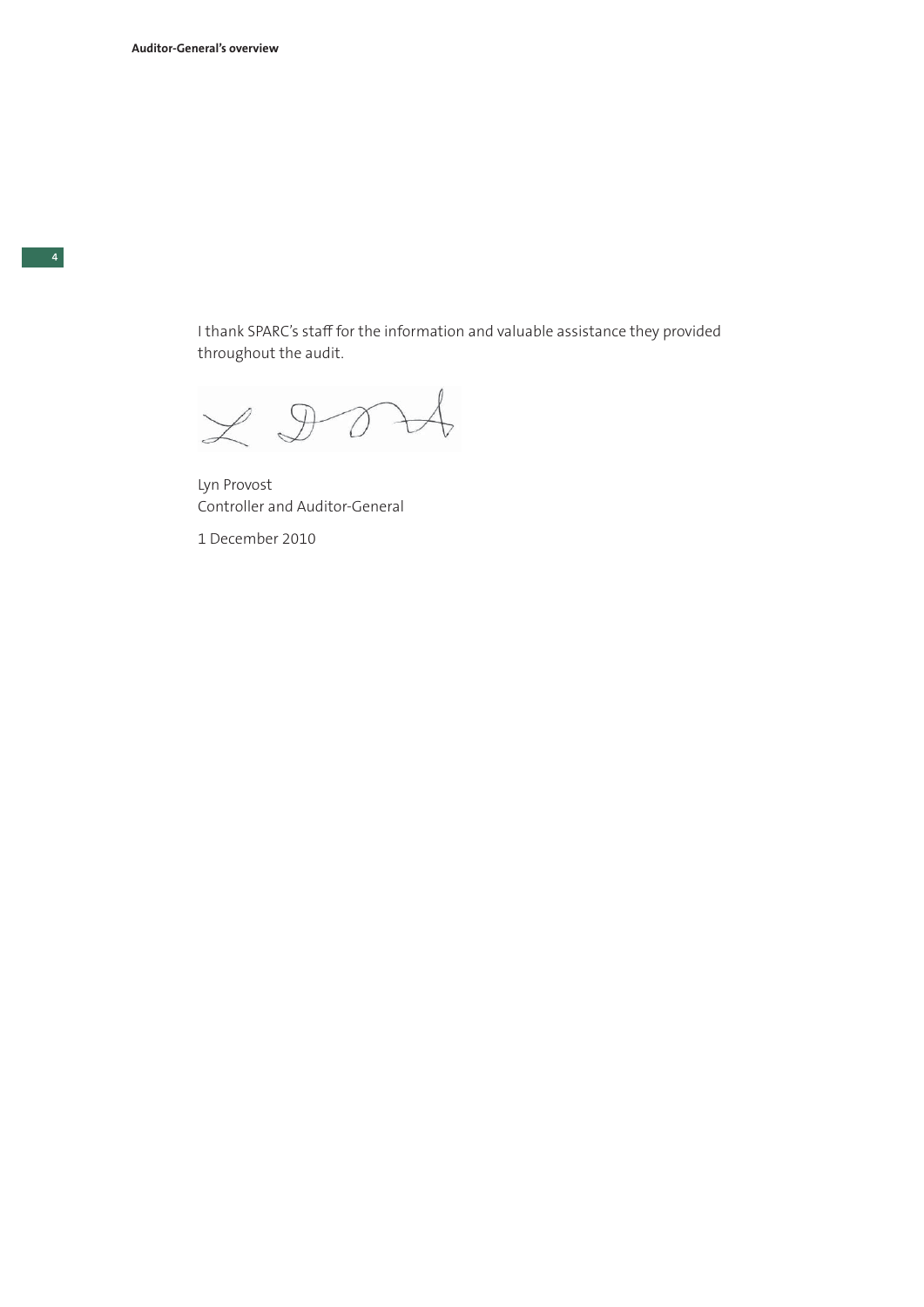I thank SPARC's staff for the information and valuable assistance they provided throughout the audit.

Lyn Provost
Controller and Auditor-General

1 December 2010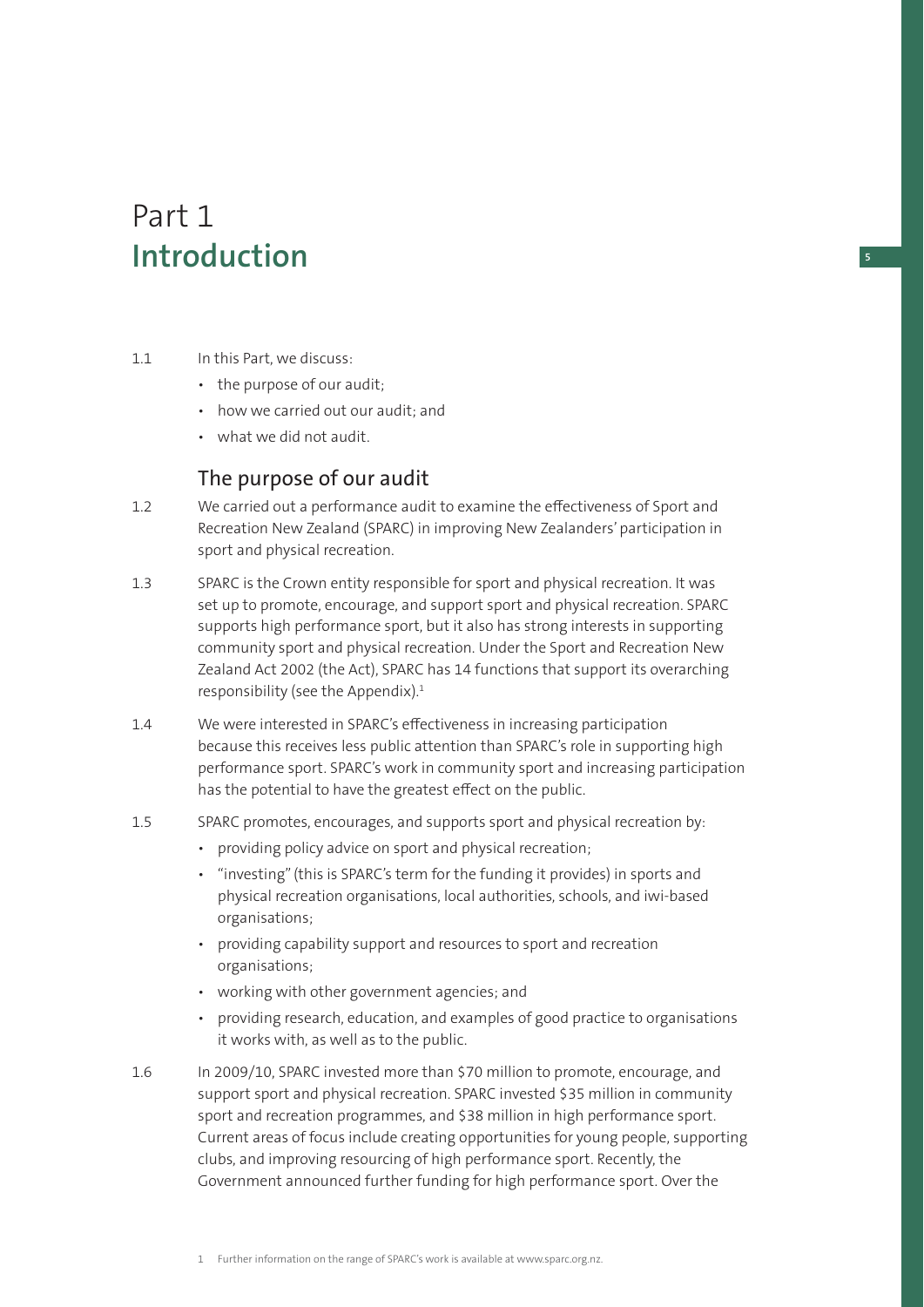# Part 1
# Introduction

1.1 In this Part, we discuss:

- the purpose of our audit;
- how we carried out our audit; and
- what we did not audit.

## The purpose of our audit

1.2 We carried out a performance audit to examine the effectiveness of Sport and Recreation New Zealand (SPARC) in improving New Zealanders' participation in sport and physical recreation.

1.3 SPARC is the Crown entity responsible for sport and physical recreation. It was set up to promote, encourage, and support sport and physical recreation. SPARC supports high performance sport, but it also has strong interests in supporting community sport and physical recreation. Under the Sport and Recreation New Zealand Act 2002 (the Act), SPARC has 14 functions that support its overarching responsibility (see the Appendix).[1]

1.4 We were interested in SPARC's effectiveness in increasing participation because this receives less public attention than SPARC's role in supporting high performance sport. SPARC's work in community sport and increasing participation has the potential to have the greatest effect on the public.

1.5 SPARC promotes, encourages, and supports sport and physical recreation by:

- providing policy advice on sport and physical recreation;
- "investing" (this is SPARC's term for the funding it provides) in sports and physical recreation organisations, local authorities, schools, and iwi-based organisations;
- providing capability support and resources to sport and recreation organisations;
- working with other government agencies; and
- providing research, education, and examples of good practice to organisations it works with, as well as to the public.

1.6 In 2009/10, SPARC invested more than $70 million to promote, encourage, and support sport and physical recreation. SPARC invested $35 million in community sport and recreation programmes, and $38 million in high performance sport. Current areas of focus include creating opportunities for young people, supporting clubs, and improving resourcing of high performance sport. Recently, the Government announced further funding for high performance sport. Over the

1 Further information on the range of SPARC's work is available at www.sparc.org.nz.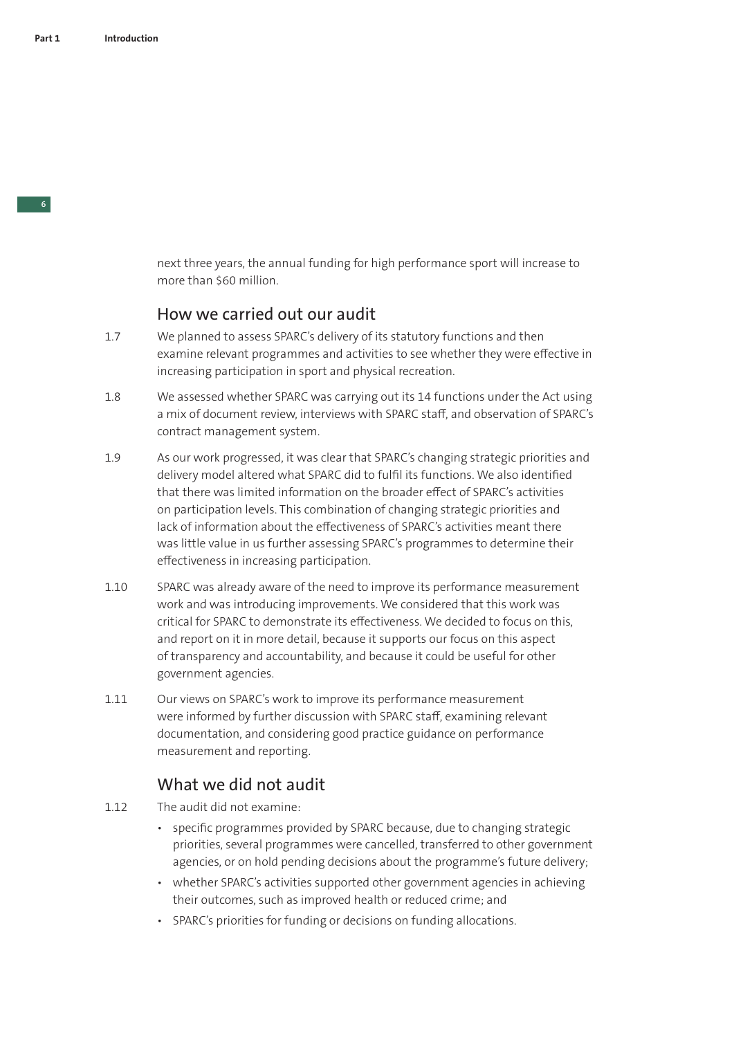next three years, the annual funding for high performance sport will increase to more than $60 million.

## How we carried out our audit

1.7 We planned to assess SPARC's delivery of its statutory functions and then examine relevant programmes and activities to see whether they were effective in increasing participation in sport and physical recreation.

1.8 We assessed whether SPARC was carrying out its 14 functions under the Act using a mix of document review, interviews with SPARC staff, and observation of SPARC's contract management system.

1.9 As our work progressed, it was clear that SPARC's changing strategic priorities and delivery model altered what SPARC did to fulfil its functions. We also identified that there was limited information on the broader effect of SPARC's activities on participation levels. This combination of changing strategic priorities and lack of information about the effectiveness of SPARC's activities meant there was little value in us further assessing SPARC's programmes to determine their effectiveness in increasing participation.

1.10 SPARC was already aware of the need to improve its performance measurement work and was introducing improvements. We considered that this work was critical for SPARC to demonstrate its effectiveness. We decided to focus on this, and report on it in more detail, because it supports our focus on this aspect of transparency and accountability, and because it could be useful for other government agencies.

1.11 Our views on SPARC's work to improve its performance measurement were informed by further discussion with SPARC staff, examining relevant documentation, and considering good practice guidance on performance measurement and reporting.

## What we did not audit

1.12 The audit did not examine:

- specific programmes provided by SPARC because, due to changing strategic priorities, several programmes were cancelled, transferred to other government agencies, or on hold pending decisions about the programme's future delivery;
- whether SPARC's activities supported other government agencies in achieving their outcomes, such as improved health or reduced crime; and
- SPARC's priorities for funding or decisions on funding allocations.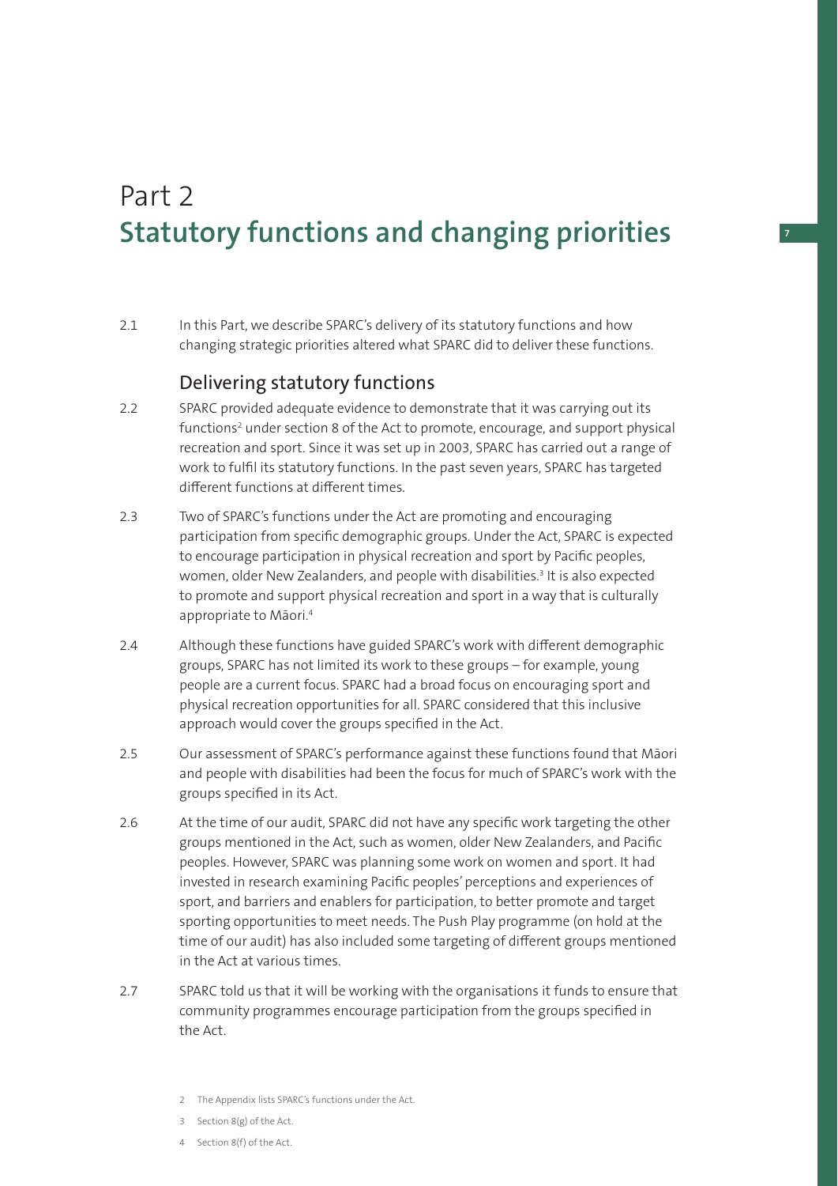# Part 2
# Statutory functions and changing priorities

2.1 In this Part, we describe SPARC's delivery of its statutory functions and how changing strategic priorities altered what SPARC did to deliver these functions.

## Delivering statutory functions

2.2 SPARC provided adequate evidence to demonstrate that it was carrying out its functions[2] under section 8 of the Act to promote, encourage, and support physical recreation and sport. Since it was set up in 2003, SPARC has carried out a range of work to fulfil its statutory functions. In the past seven years, SPARC has targeted different functions at different times.

2.3 Two of SPARC's functions under the Act are promoting and encouraging participation from specific demographic groups. Under the Act, SPARC is expected to encourage participation in physical recreation and sport by Pacific peoples, women, older New Zealanders, and people with disabilities.[3] It is also expected to promote and support physical recreation and sport in a way that is culturally appropriate to Māori.[4]

2.4 Although these functions have guided SPARC's work with different demographic groups, SPARC has not limited its work to these groups – for example, young people are a current focus. SPARC had a broad focus on encouraging sport and physical recreation opportunities for all. SPARC considered that this inclusive approach would cover the groups specified in the Act.

2.5 Our assessment of SPARC's performance against these functions found that Māori and people with disabilities had been the focus for much of SPARC's work with the groups specified in its Act.

2.6 At the time of our audit, SPARC did not have any specific work targeting the other groups mentioned in the Act, such as women, older New Zealanders, and Pacific peoples. However, SPARC was planning some work on women and sport. It had invested in research examining Pacific peoples' perceptions and experiences of sport, and barriers and enablers for participation, to better promote and target sporting opportunities to meet needs. The Push Play programme (on hold at the time of our audit) has also included some targeting of different groups mentioned in the Act at various times.

2.7 SPARC told us that it will be working with the organisations it funds to ensure that community programmes encourage participation from the groups specified in the Act.

2 The Appendix lists SPARC's functions under the Act.

3 Section 8(g) of the Act.

4 Section 8(f) of the Act.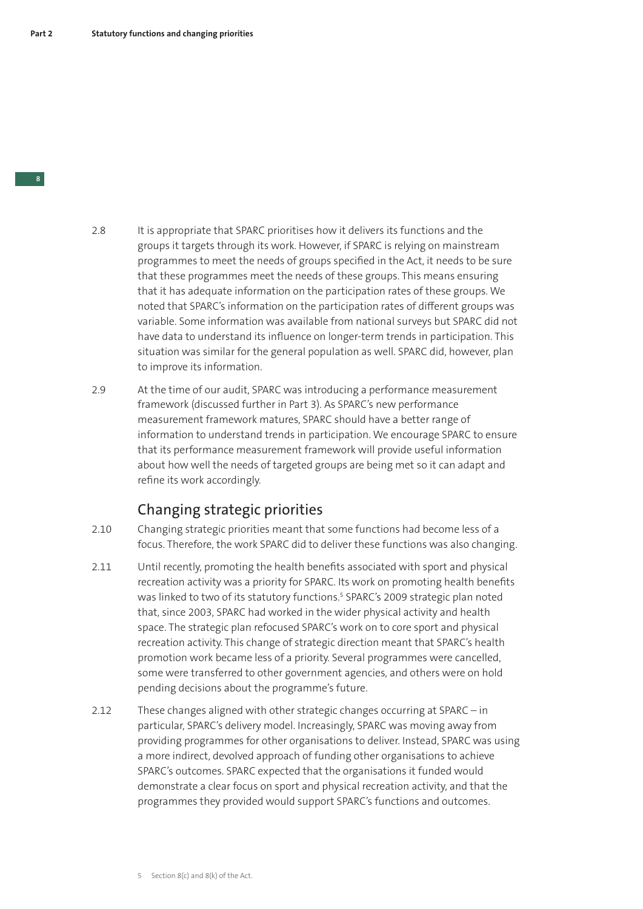2.8 It is appropriate that SPARC prioritises how it delivers its functions and the groups it targets through its work. However, if SPARC is relying on mainstream programmes to meet the needs of groups specified in the Act, it needs to be sure that these programmes meet the needs of these groups. This means ensuring that it has adequate information on the participation rates of these groups. We noted that SPARC's information on the participation rates of different groups was variable. Some information was available from national surveys but SPARC did not have data to understand its influence on longer-term trends in participation. This situation was similar for the general population as well. SPARC did, however, plan to improve its information.

2.9 At the time of our audit, SPARC was introducing a performance measurement framework (discussed further in Part 3). As SPARC's new performance measurement framework matures, SPARC should have a better range of information to understand trends in participation. We encourage SPARC to ensure that its performance measurement framework will provide useful information about how well the needs of targeted groups are being met so it can adapt and refine its work accordingly.

## Changing strategic priorities

2.10 Changing strategic priorities meant that some functions had become less of a focus. Therefore, the work SPARC did to deliver these functions was also changing.

2.11 Until recently, promoting the health benefits associated with sport and physical recreation activity was a priority for SPARC. Its work on promoting health benefits was linked to two of its statutory functions.[5] SPARC's 2009 strategic plan noted that, since 2003, SPARC had worked in the wider physical activity and health space. The strategic plan refocused SPARC's work on to core sport and physical recreation activity. This change of strategic direction meant that SPARC's health promotion work became less of a priority. Several programmes were cancelled, some were transferred to other government agencies, and others were on hold pending decisions about the programme's future.

2.12 These changes aligned with other strategic changes occurring at SPARC – in particular, SPARC's delivery model. Increasingly, SPARC was moving away from providing programmes for other organisations to deliver. Instead, SPARC was using a more indirect, devolved approach of funding other organisations to achieve SPARC's outcomes. SPARC expected that the organisations it funded would demonstrate a clear focus on sport and physical recreation activity, and that the programmes they provided would support SPARC's functions and outcomes.

5 Section 8(c) and 8(k) of the Act.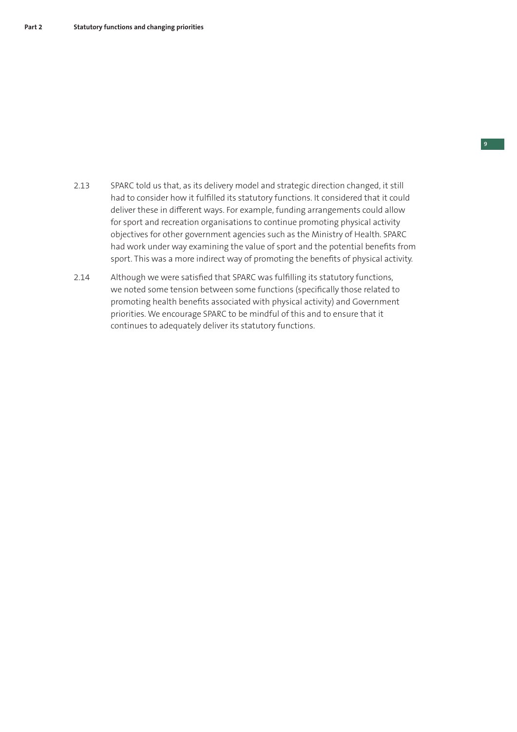2.13 SPARC told us that, as its delivery model and strategic direction changed, it still had to consider how it fulfilled its statutory functions. It considered that it could deliver these in different ways. For example, funding arrangements could allow for sport and recreation organisations to continue promoting physical activity objectives for other government agencies such as the Ministry of Health. SPARC had work under way examining the value of sport and the potential benefits from sport. This was a more indirect way of promoting the benefits of physical activity.

2.14 Although we were satisfied that SPARC was fulfilling its statutory functions, we noted some tension between some functions (specifically those related to promoting health benefits associated with physical activity) and Government priorities. We encourage SPARC to be mindful of this and to ensure that it continues to adequately deliver its statutory functions.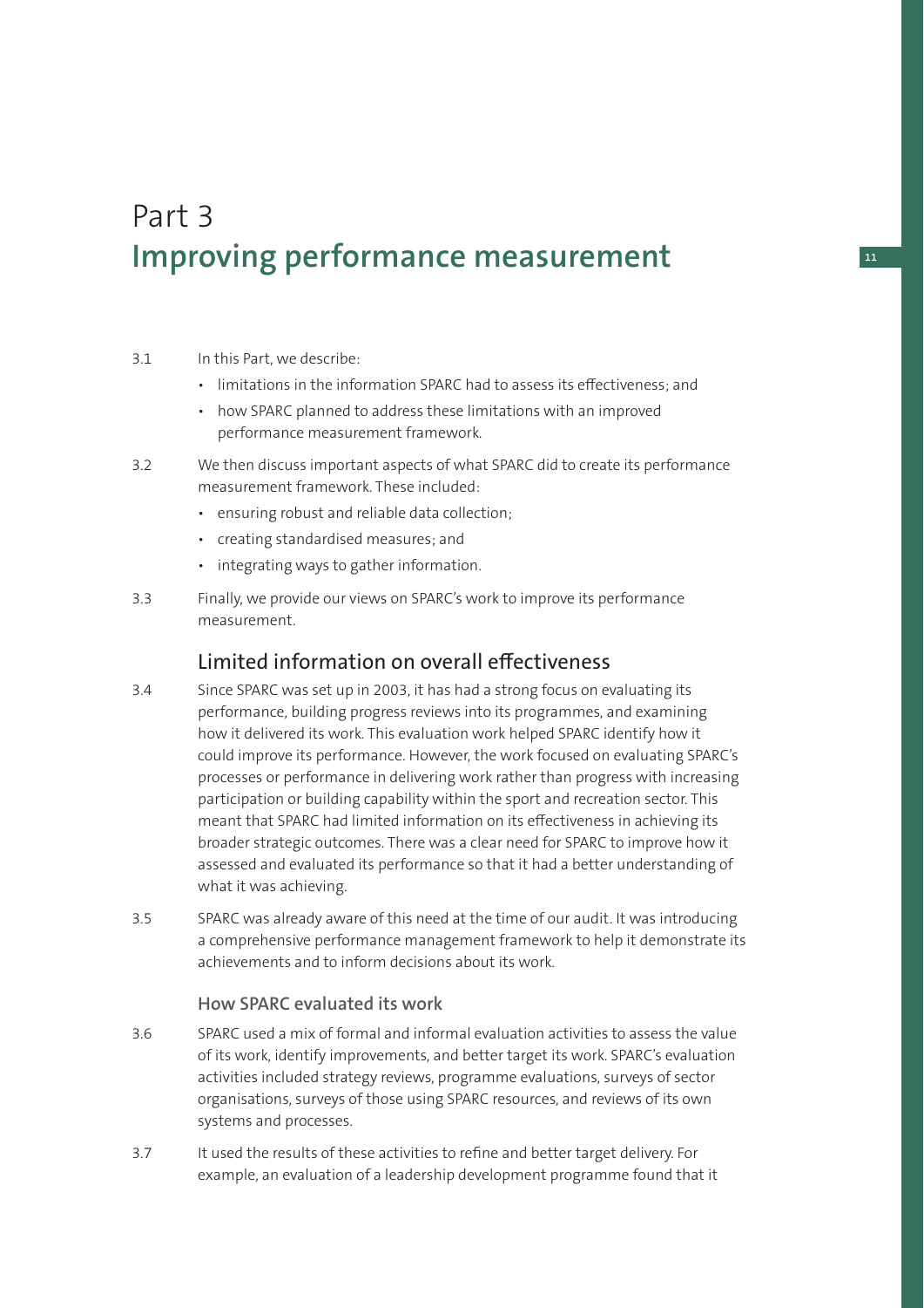# Part 3
# Improving performance measurement

3.1 In this Part, we describe:

- limitations in the information SPARC had to assess its effectiveness; and
- how SPARC planned to address these limitations with an improved performance measurement framework.

3.2 We then discuss important aspects of what SPARC did to create its performance measurement framework. These included:

- ensuring robust and reliable data collection;
- creating standardised measures; and
- integrating ways to gather information.

3.3 Finally, we provide our views on SPARC's work to improve its performance measurement.

## Limited information on overall effectiveness

3.4 Since SPARC was set up in 2003, it has had a strong focus on evaluating its performance, building progress reviews into its programmes, and examining how it delivered its work. This evaluation work helped SPARC identify how it could improve its performance. However, the work focused on evaluating SPARC's processes or performance in delivering work rather than progress with increasing participation or building capability within the sport and recreation sector. This meant that SPARC had limited information on its effectiveness in achieving its broader strategic outcomes. There was a clear need for SPARC to improve how it assessed and evaluated its performance so that it had a better understanding of what it was achieving.

3.5 SPARC was already aware of this need at the time of our audit. It was introducing a comprehensive performance management framework to help it demonstrate its achievements and to inform decisions about its work.

### How SPARC evaluated its work

3.6 SPARC used a mix of formal and informal evaluation activities to assess the value of its work, identify improvements, and better target its work. SPARC's evaluation activities included strategy reviews, programme evaluations, surveys of sector organisations, surveys of those using SPARC resources, and reviews of its own systems and processes.

3.7 It used the results of these activities to refine and better target delivery. For example, an evaluation of a leadership development programme found that it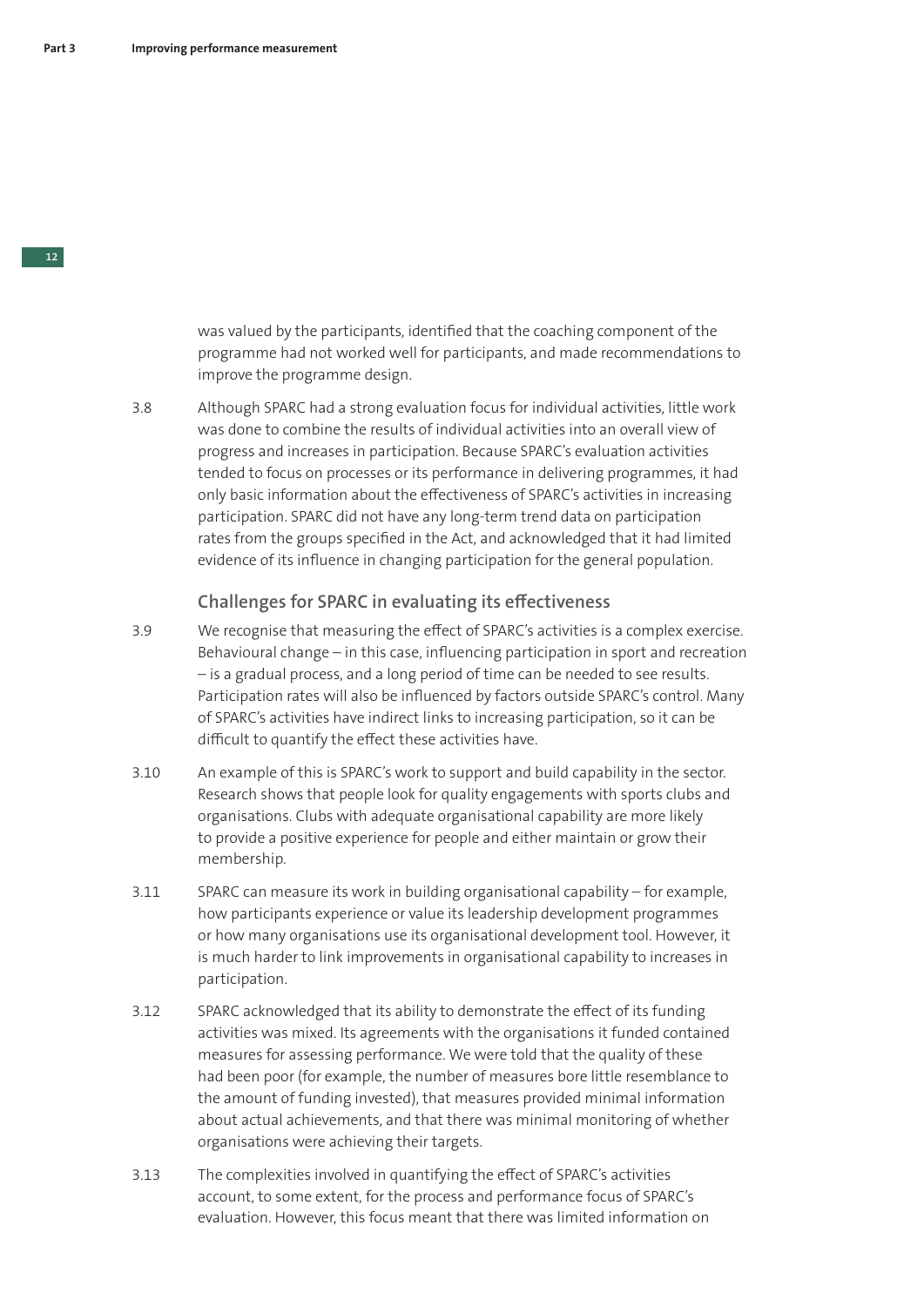was valued by the participants, identified that the coaching component of the programme had not worked well for participants, and made recommendations to improve the programme design.

3.8 Although SPARC had a strong evaluation focus for individual activities, little work was done to combine the results of individual activities into an overall view of progress and increases in participation. Because SPARC's evaluation activities tended to focus on processes or its performance in delivering programmes, it had only basic information about the effectiveness of SPARC's activities in increasing participation. SPARC did not have any long-term trend data on participation rates from the groups specified in the Act, and acknowledged that it had limited evidence of its influence in changing participation for the general population.

### Challenges for SPARC in evaluating its effectiveness

3.9 We recognise that measuring the effect of SPARC's activities is a complex exercise. Behavioural change – in this case, influencing participation in sport and recreation – is a gradual process, and a long period of time can be needed to see results. Participation rates will also be influenced by factors outside SPARC's control. Many of SPARC's activities have indirect links to increasing participation, so it can be difficult to quantify the effect these activities have.

3.10 An example of this is SPARC's work to support and build capability in the sector. Research shows that people look for quality engagements with sports clubs and organisations. Clubs with adequate organisational capability are more likely to provide a positive experience for people and either maintain or grow their membership.

3.11 SPARC can measure its work in building organisational capability – for example, how participants experience or value its leadership development programmes or how many organisations use its organisational development tool. However, it is much harder to link improvements in organisational capability to increases in participation.

3.12 SPARC acknowledged that its ability to demonstrate the effect of its funding activities was mixed. Its agreements with the organisations it funded contained measures for assessing performance. We were told that the quality of these had been poor (for example, the number of measures bore little resemblance to the amount of funding invested), that measures provided minimal information about actual achievements, and that there was minimal monitoring of whether organisations were achieving their targets.

3.13 The complexities involved in quantifying the effect of SPARC's activities account, to some extent, for the process and performance focus of SPARC's evaluation. However, this focus meant that there was limited information on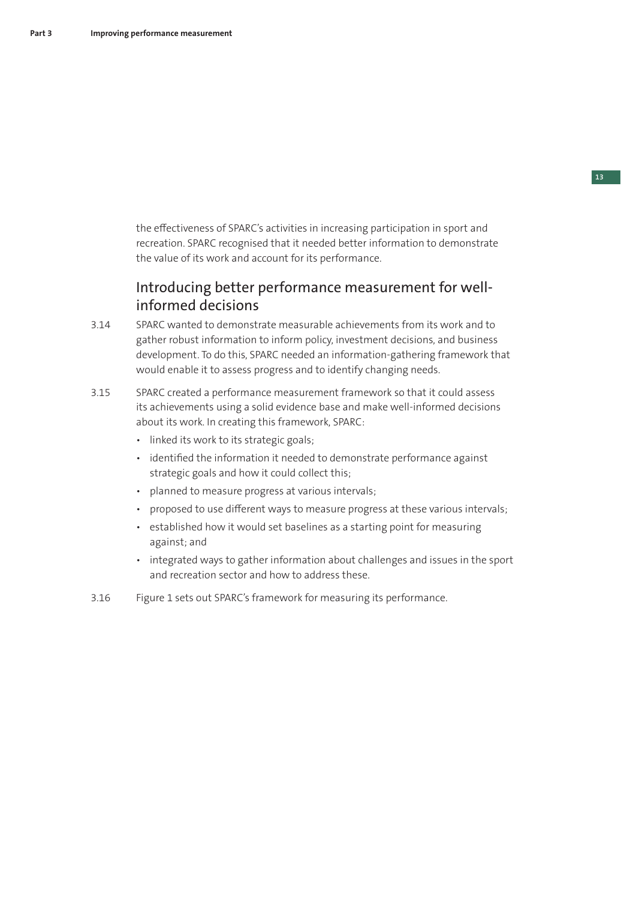the effectiveness of SPARC's activities in increasing participation in sport and recreation. SPARC recognised that it needed better information to demonstrate the value of its work and account for its performance.

## Introducing better performance measurement for well-informed decisions

3.14 SPARC wanted to demonstrate measurable achievements from its work and to gather robust information to inform policy, investment decisions, and business development. To do this, SPARC needed an information-gathering framework that would enable it to assess progress and to identify changing needs.

3.15 SPARC created a performance measurement framework so that it could assess its achievements using a solid evidence base and make well-informed decisions about its work. In creating this framework, SPARC:

- linked its work to its strategic goals;
- identified the information it needed to demonstrate performance against strategic goals and how it could collect this;
- planned to measure progress at various intervals;
- proposed to use different ways to measure progress at these various intervals;
- established how it would set baselines as a starting point for measuring against; and
- integrated ways to gather information about challenges and issues in the sport and recreation sector and how to address these.

3.16 Figure 1 sets out SPARC's framework for measuring its performance.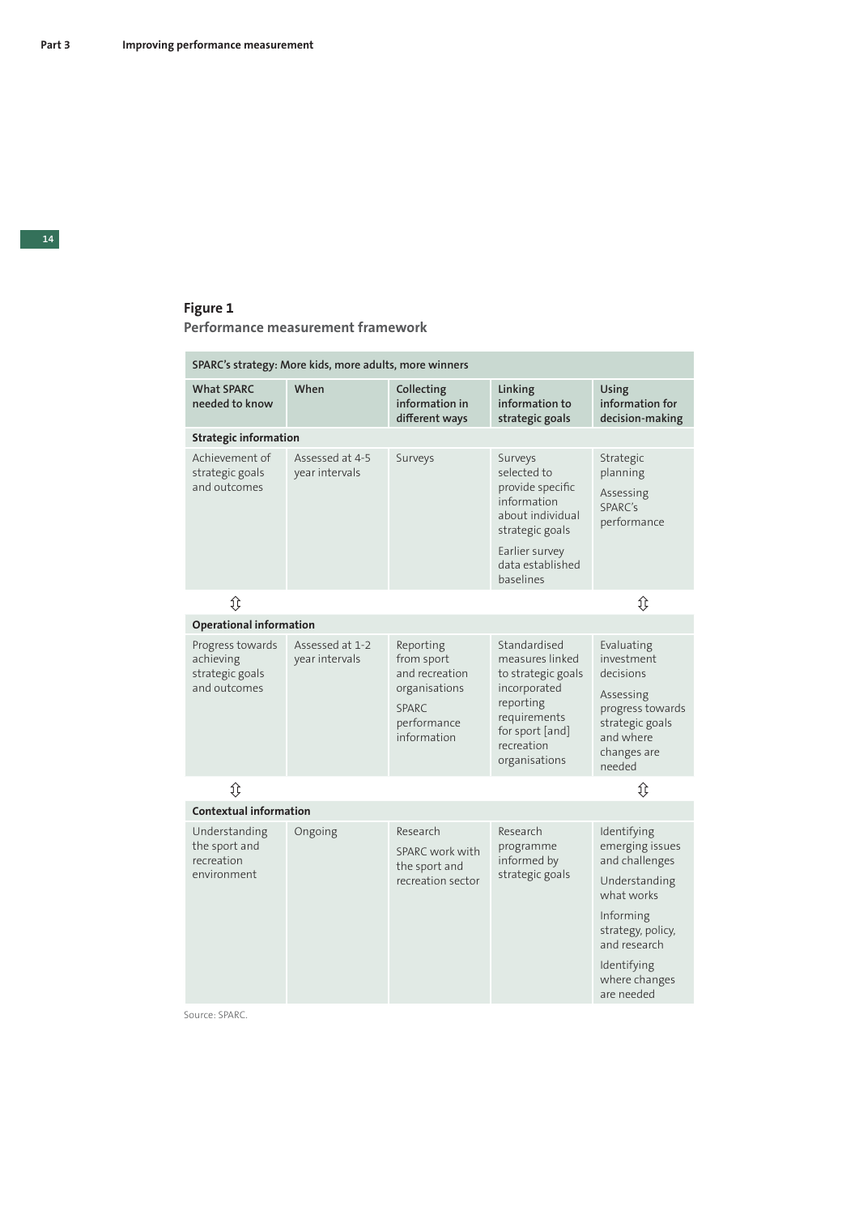**Figure 1**
**Performance measurement framework**

| SPARC's strategy: More kids, more adults, more winners | | | | |
|---|---|---|---|---|
| **What SPARC needed to know** | **When** | **Collecting information in different ways** | **Linking information to strategic goals** | **Using information for decision-making** |
| **Strategic information** | | | | |
| Achievement of strategic goals and outcomes | Assessed at 4-5 year intervals | Surveys | Surveys selected to provide specific information about individual strategic goals<br><br>Earlier survey data established baselines | Strategic planning<br><br>Assessing SPARC's performance |
| ⇳ | | | | ⇳ |
| **Operational information** | | | | |
| Progress towards achieving strategic goals and outcomes | Assessed at 1-2 year intervals | Reporting from sport and recreation organisations<br><br>SPARC performance information | Standardised measures linked to strategic goals incorporated reporting requirements for sport [and] recreation organisations | Evaluating investment decisions<br><br>Assessing progress towards strategic goals and where changes are needed |
| ⇳ | | | | ⇳ |
| **Contextual information** | | | | |
| Understanding the sport and recreation environment | Ongoing | Research<br><br>SPARC work with the sport and recreation sector | Research programme informed by strategic goals | Identifying emerging issues and challenges<br><br>Understanding what works<br><br>Informing strategy, policy, and research<br><br>Identifying where changes are needed |

Source: SPARC.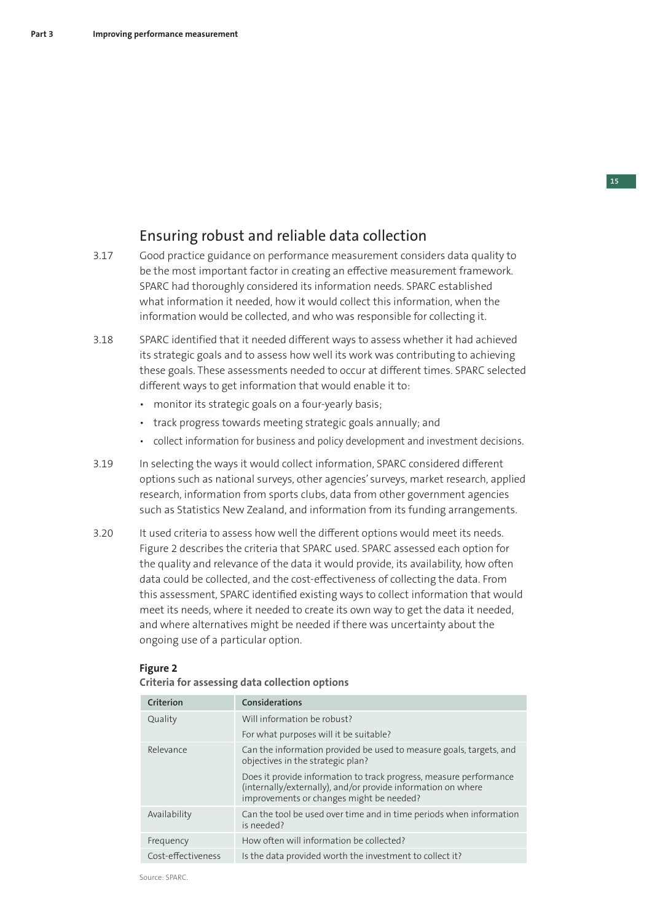## Ensuring robust and reliable data collection

3.17 Good practice guidance on performance measurement considers data quality to be the most important factor in creating an effective measurement framework. SPARC had thoroughly considered its information needs. SPARC established what information it needed, how it would collect this information, when the information would be collected, and who was responsible for collecting it.

3.18 SPARC identified that it needed different ways to assess whether it had achieved its strategic goals and to assess how well its work was contributing to achieving these goals. These assessments needed to occur at different times. SPARC selected different ways to get information that would enable it to:

- monitor its strategic goals on a four-yearly basis;
- track progress towards meeting strategic goals annually; and
- collect information for business and policy development and investment decisions.

3.19 In selecting the ways it would collect information, SPARC considered different options such as national surveys, other agencies' surveys, market research, applied research, information from sports clubs, data from other government agencies such as Statistics New Zealand, and information from its funding arrangements.

3.20 It used criteria to assess how well the different options would meet its needs. Figure 2 describes the criteria that SPARC used. SPARC assessed each option for the quality and relevance of the data it would provide, its availability, how often data could be collected, and the cost-effectiveness of collecting the data. From this assessment, SPARC identified existing ways to collect information that would meet its needs, where it needed to create its own way to get the data it needed, and where alternatives might be needed if there was uncertainty about the ongoing use of a particular option.

**Figure 2**

**Criteria for assessing data collection options**

| Criterion | Considerations |
|---|---|
| Quality | Will information be robust? |
| | For what purposes will it be suitable? |
| Relevance | Can the information provided be used to measure goals, targets, and objectives in the strategic plan? |
| | Does it provide information to track progress, measure performance (internally/externally), and/or provide information on where improvements or changes might be needed? |
| Availability | Can the tool be used over time and in time periods when information is needed? |
| Frequency | How often will information be collected? |
| Cost-effectiveness | Is the data provided worth the investment to collect it? |

Source: SPARC.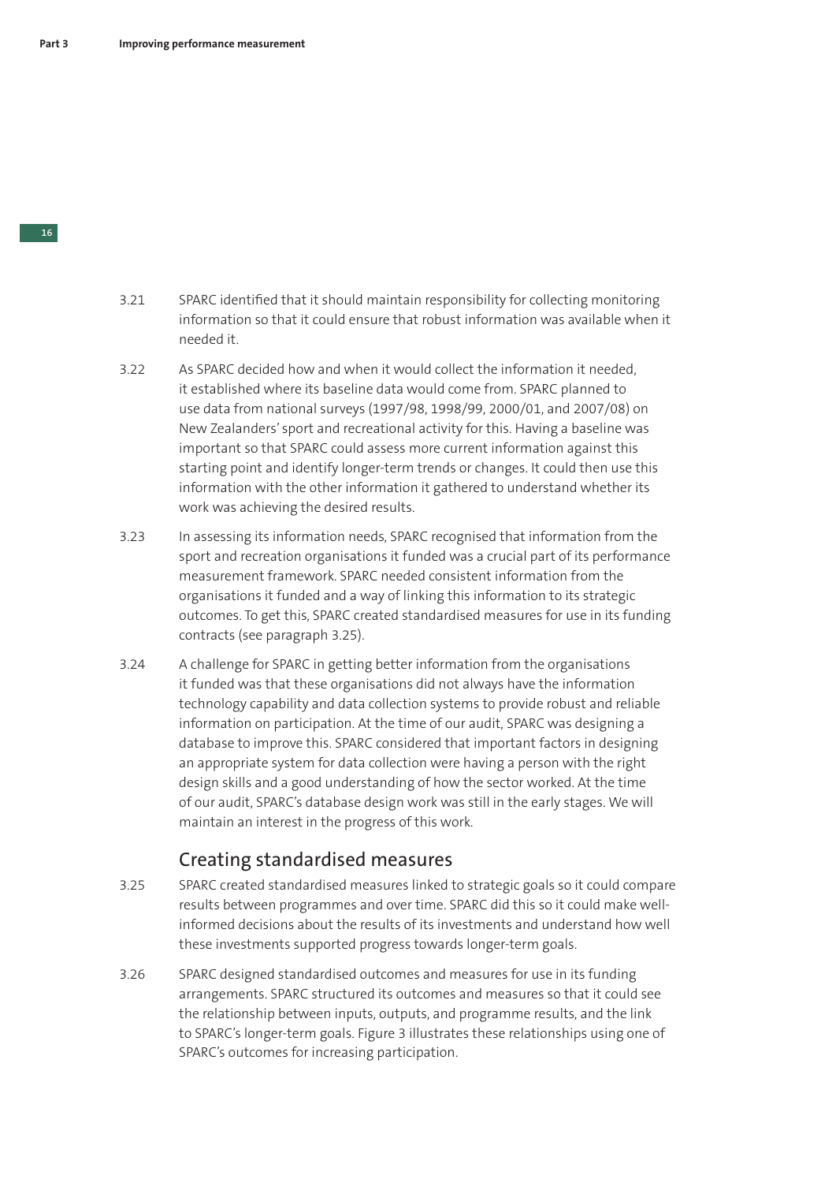3.21 SPARC identified that it should maintain responsibility for collecting monitoring information so that it could ensure that robust information was available when it needed it.

3.22 As SPARC decided how and when it would collect the information it needed, it established where its baseline data would come from. SPARC planned to use data from national surveys (1997/98, 1998/99, 2000/01, and 2007/08) on New Zealanders' sport and recreational activity for this. Having a baseline was important so that SPARC could assess more current information against this starting point and identify longer-term trends or changes. It could then use this information with the other information it gathered to understand whether its work was achieving the desired results.

3.23 In assessing its information needs, SPARC recognised that information from the sport and recreation organisations it funded was a crucial part of its performance measurement framework. SPARC needed consistent information from the organisations it funded and a way of linking this information to its strategic outcomes. To get this, SPARC created standardised measures for use in its funding contracts (see paragraph 3.25).

3.24 A challenge for SPARC in getting better information from the organisations it funded was that these organisations did not always have the information technology capability and data collection systems to provide robust and reliable information on participation. At the time of our audit, SPARC was designing a database to improve this. SPARC considered that important factors in designing an appropriate system for data collection were having a person with the right design skills and a good understanding of how the sector worked. At the time of our audit, SPARC's database design work was still in the early stages. We will maintain an interest in the progress of this work.

## Creating standardised measures

3.25 SPARC created standardised measures linked to strategic goals so it could compare results between programmes and over time. SPARC did this so it could make well-informed decisions about the results of its investments and understand how well these investments supported progress towards longer-term goals.

3.26 SPARC designed standardised outcomes and measures for use in its funding arrangements. SPARC structured its outcomes and measures so that it could see the relationship between inputs, outputs, and programme results, and the link to SPARC's longer-term goals. Figure 3 illustrates these relationships using one of SPARC's outcomes for increasing participation.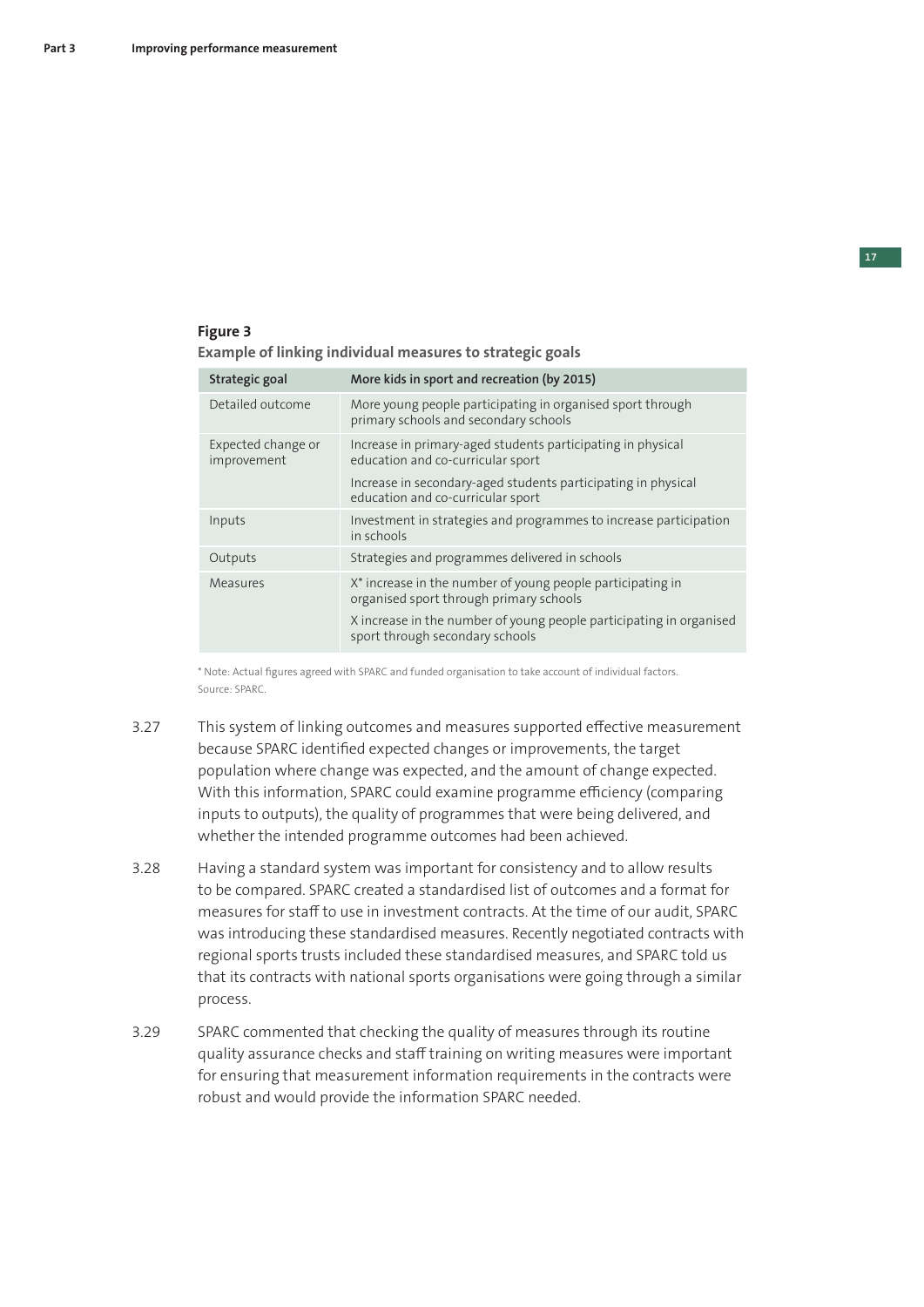**Figure 3**

**Example of linking individual measures to strategic goals**

| Strategic goal | More kids in sport and recreation (by 2015) |
|---|---|
| Detailed outcome | More young people participating in organised sport through primary schools and secondary schools |
| Expected change or improvement | Increase in primary-aged students participating in physical education and co-curricular sport<br><br>Increase in secondary-aged students participating in physical education and co-curricular sport |
| Inputs | Investment in strategies and programmes to increase participation in schools |
| Outputs | Strategies and programmes delivered in schools |
| Measures | X* increase in the number of young people participating in organised sport through primary schools<br><br>X increase in the number of young people participating in organised sport through secondary schools |

* Note: Actual figures agreed with SPARC and funded organisation to take account of individual factors.
Source: SPARC.

3.27 This system of linking outcomes and measures supported effective measurement because SPARC identified expected changes or improvements, the target population where change was expected, and the amount of change expected. With this information, SPARC could examine programme efficiency (comparing inputs to outputs), the quality of programmes that were being delivered, and whether the intended programme outcomes had been achieved.

3.28 Having a standard system was important for consistency and to allow results to be compared. SPARC created a standardised list of outcomes and a format for measures for staff to use in investment contracts. At the time of our audit, SPARC was introducing these standardised measures. Recently negotiated contracts with regional sports trusts included these standardised measures, and SPARC told us that its contracts with national sports organisations were going through a similar process.

3.29 SPARC commented that checking the quality of measures through its routine quality assurance checks and staff training on writing measures were important for ensuring that measurement information requirements in the contracts were robust and would provide the information SPARC needed.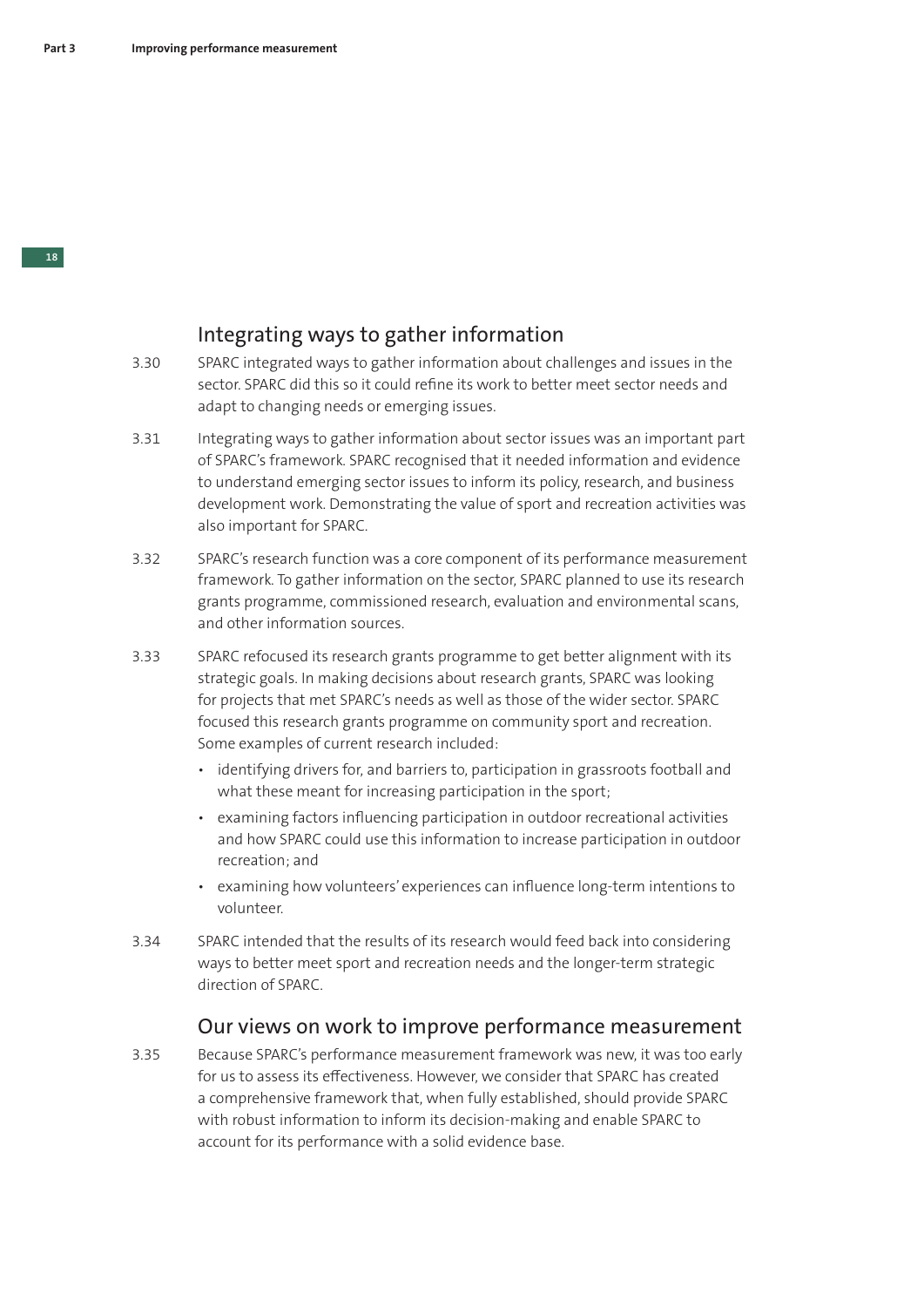## Integrating ways to gather information

3.30 SPARC integrated ways to gather information about challenges and issues in the sector. SPARC did this so it could refine its work to better meet sector needs and adapt to changing needs or emerging issues.

3.31 Integrating ways to gather information about sector issues was an important part of SPARC's framework. SPARC recognised that it needed information and evidence to understand emerging sector issues to inform its policy, research, and business development work. Demonstrating the value of sport and recreation activities was also important for SPARC.

3.32 SPARC's research function was a core component of its performance measurement framework. To gather information on the sector, SPARC planned to use its research grants programme, commissioned research, evaluation and environmental scans, and other information sources.

3.33 SPARC refocused its research grants programme to get better alignment with its strategic goals. In making decisions about research grants, SPARC was looking for projects that met SPARC's needs as well as those of the wider sector. SPARC focused this research grants programme on community sport and recreation. Some examples of current research included:

- identifying drivers for, and barriers to, participation in grassroots football and what these meant for increasing participation in the sport;
- examining factors influencing participation in outdoor recreational activities and how SPARC could use this information to increase participation in outdoor recreation; and
- examining how volunteers' experiences can influence long-term intentions to volunteer.

3.34 SPARC intended that the results of its research would feed back into considering ways to better meet sport and recreation needs and the longer-term strategic direction of SPARC.

## Our views on work to improve performance measurement

3.35 Because SPARC's performance measurement framework was new, it was too early for us to assess its effectiveness. However, we consider that SPARC has created a comprehensive framework that, when fully established, should provide SPARC with robust information to inform its decision-making and enable SPARC to account for its performance with a solid evidence base.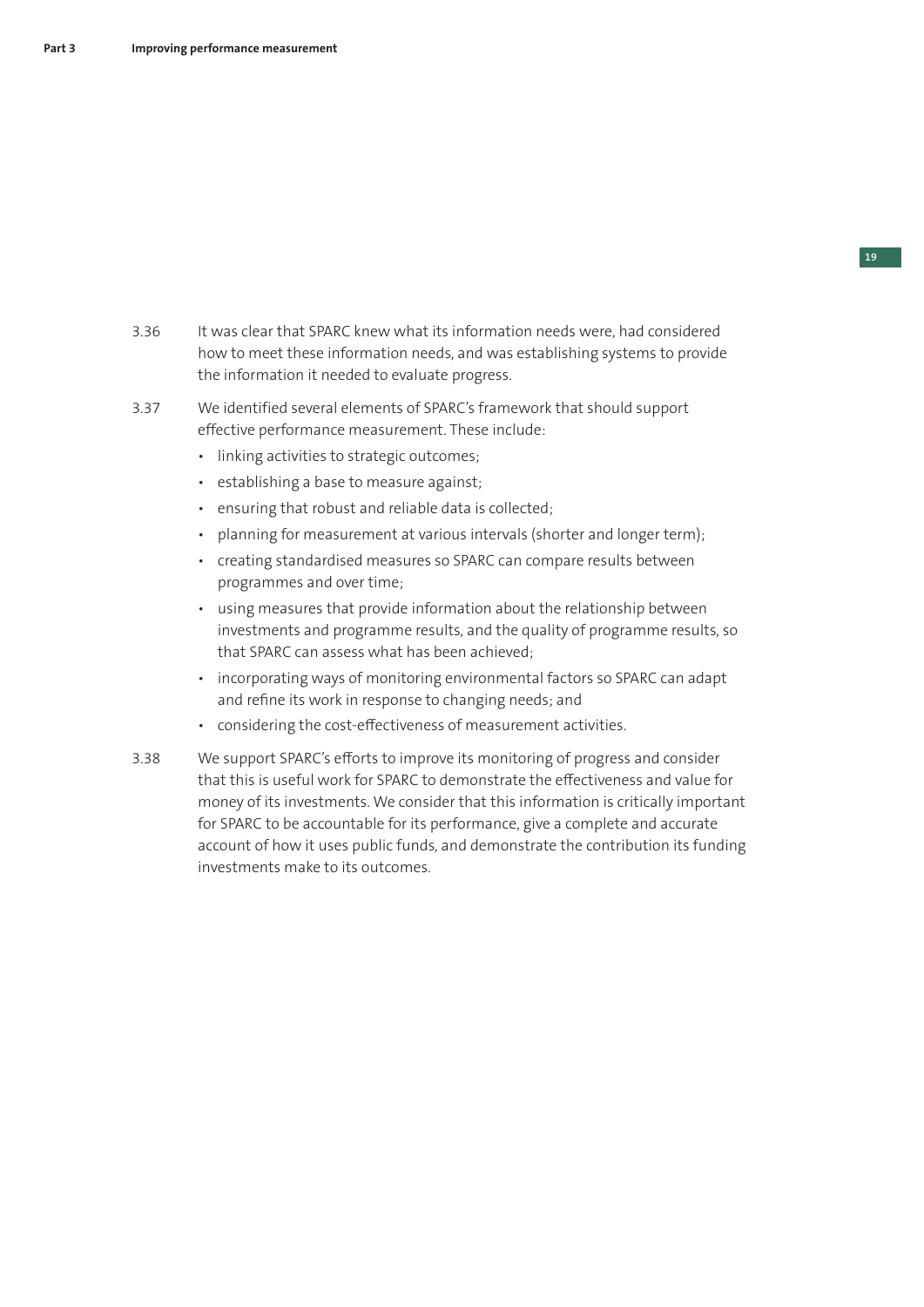3.36 It was clear that SPARC knew what its information needs were, had considered how to meet these information needs, and was establishing systems to provide the information it needed to evaluate progress.

3.37 We identified several elements of SPARC's framework that should support effective performance measurement. These include:

- linking activities to strategic outcomes;
- establishing a base to measure against;
- ensuring that robust and reliable data is collected;
- planning for measurement at various intervals (shorter and longer term);
- creating standardised measures so SPARC can compare results between programmes and over time;
- using measures that provide information about the relationship between investments and programme results, and the quality of programme results, so that SPARC can assess what has been achieved;
- incorporating ways of monitoring environmental factors so SPARC can adapt and refine its work in response to changing needs; and
- considering the cost-effectiveness of measurement activities.

3.38 We support SPARC's efforts to improve its monitoring of progress and consider that this is useful work for SPARC to demonstrate the effectiveness and value for money of its investments. We consider that this information is critically important for SPARC to be accountable for its performance, give a complete and accurate account of how it uses public funds, and demonstrate the contribution its funding investments make to its outcomes.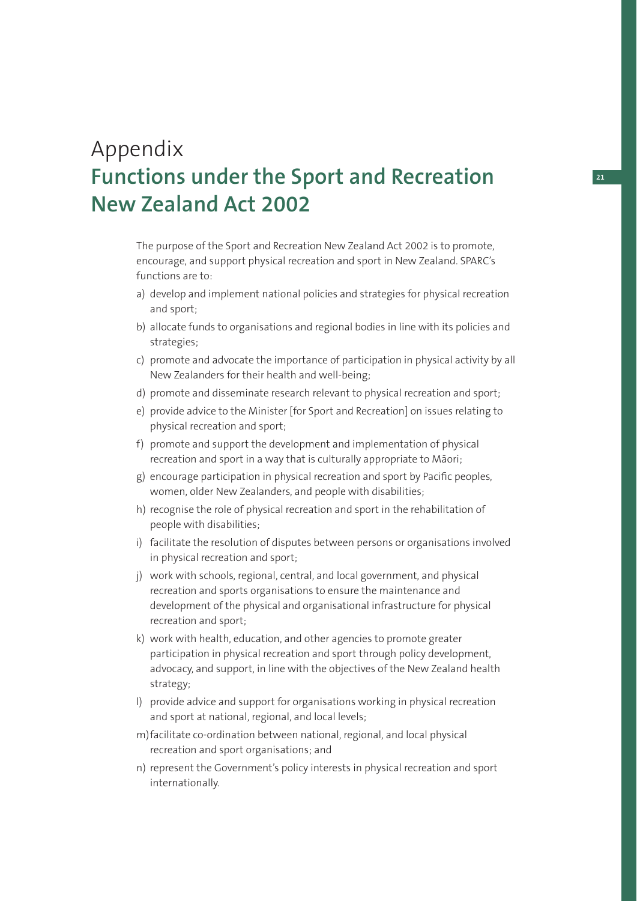# Appendix

## Functions under the Sport and Recreation New Zealand Act 2002

The purpose of the Sport and Recreation New Zealand Act 2002 is to promote, encourage, and support physical recreation and sport in New Zealand. SPARC's functions are to:

a) develop and implement national policies and strategies for physical recreation and sport;

b) allocate funds to organisations and regional bodies in line with its policies and strategies;

c) promote and advocate the importance of participation in physical activity by all New Zealanders for their health and well-being;

d) promote and disseminate research relevant to physical recreation and sport;

e) provide advice to the Minister [for Sport and Recreation] on issues relating to physical recreation and sport;

f) promote and support the development and implementation of physical recreation and sport in a way that is culturally appropriate to Māori;

g) encourage participation in physical recreation and sport by Pacific peoples, women, older New Zealanders, and people with disabilities;

h) recognise the role of physical recreation and sport in the rehabilitation of people with disabilities;

i) facilitate the resolution of disputes between persons or organisations involved in physical recreation and sport;

j) work with schools, regional, central, and local government, and physical recreation and sports organisations to ensure the maintenance and development of the physical and organisational infrastructure for physical recreation and sport;

k) work with health, education, and other agencies to promote greater participation in physical recreation and sport through policy development, advocacy, and support, in line with the objectives of the New Zealand health strategy;

l) provide advice and support for organisations working in physical recreation and sport at national, regional, and local levels;

m) facilitate co-ordination between national, regional, and local physical recreation and sport organisations; and

n) represent the Government's policy interests in physical recreation and sport internationally.